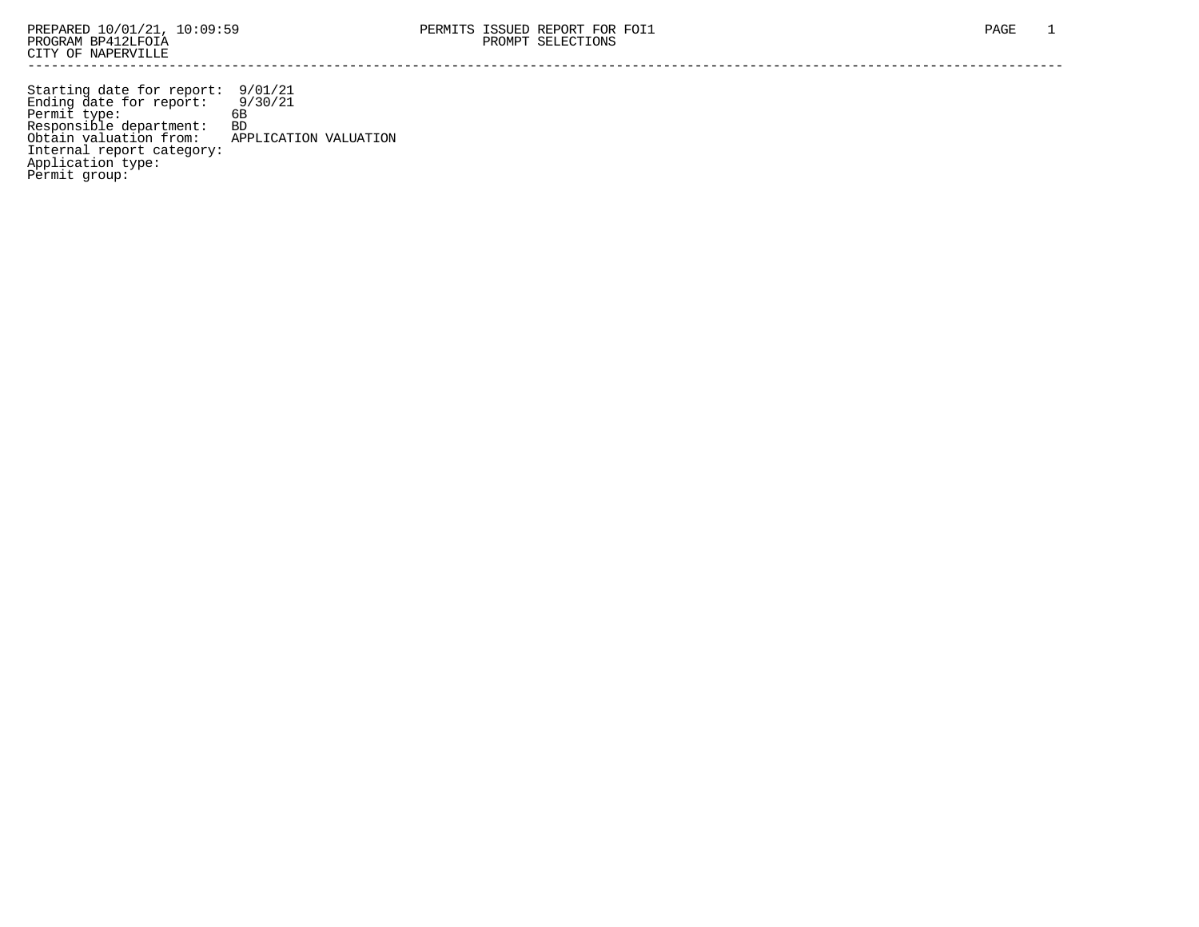PREPARED 10/01/21, 10:09:59
PROGRAM BP412LFOIA
CITY OF NAPERVILLE

# PERMITS ISSUED REPORT FOR FOI1
## PROMPT SELECTIONS

---

```
Starting date for report:  9/01/21
Ending date for report:    9/30/21
Permit type:              6B
Responsible department:   BD
Obtain valuation from:    APPLICATION VALUATION
Internal report category:
Application type:
Permit group:
```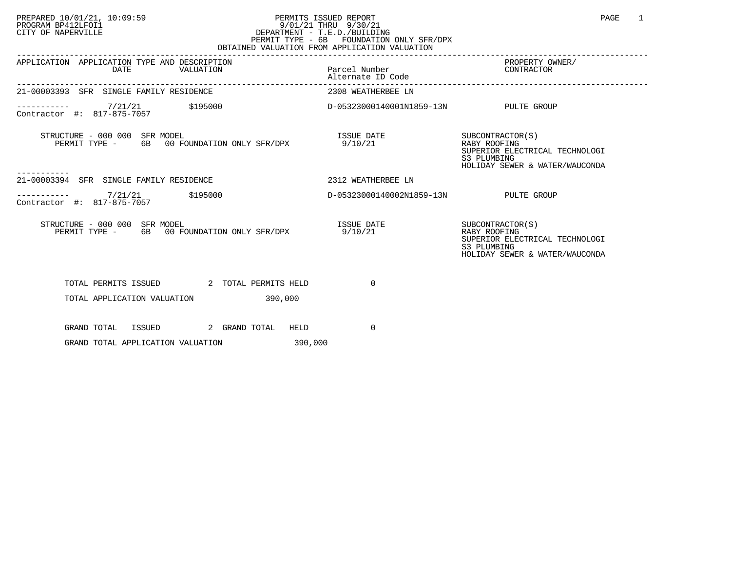PREPARED 10/01/21, 10:09:59
PROGRAM BP412LFOI1
CITY OF NAPERVILLE

PERMITS ISSUED REPORT
9/01/21 THRU 9/30/21
DEPARTMENT - T.E.D./BUILDING
PERMIT TYPE - 6B FOUNDATION ONLY SFR/DPX
OBTAINED VALUATION FROM APPLICATION VALUATION

| APPLICATION | APPLICATION TYPE AND DESCRIPTION DATE | VALUATION | Parcel Number Alternate ID Code | PROPERTY OWNER/ CONTRACTOR |
|---|---|---|---|---|
| 21-00003393 | SFR SINGLE FAMILY RESIDENCE | | 2308 WEATHERBEE LN | |
| ----------- | 7/21/21 | $195000 | D-05323000140001N1859-13N | PULTE GROUP |

Contractor #: 817-875-7057

STRUCTURE - 000 000 SFR MODEL
PERMIT TYPE - 6B 00 FOUNDATION ONLY SFR/DPX

ISSUE DATE 9/10/21

SUBCONTRACTOR(S)
RABY ROOFING
SUPERIOR ELECTRICAL TECHNOLOGI
S3 PLUMBING
HOLIDAY SEWER & WATER/WAUCONDA

-----------

| APPLICATION | APPLICATION TYPE AND DESCRIPTION DATE | VALUATION | Parcel Number Alternate ID Code | PROPERTY OWNER/ CONTRACTOR |
|---|---|---|---|---|
| 21-00003394 | SFR SINGLE FAMILY RESIDENCE | | 2312 WEATHERBEE LN | |
| ----------- | 7/21/21 | $195000 | D-05323000140002N1859-13N | PULTE GROUP |

Contractor #: 817-875-7057

STRUCTURE - 000 000 SFR MODEL
PERMIT TYPE - 6B 00 FOUNDATION ONLY SFR/DPX

ISSUE DATE 9/10/21

SUBCONTRACTOR(S)
RABY ROOFING
SUPERIOR ELECTRICAL TECHNOLOGI
S3 PLUMBING
HOLIDAY SEWER & WATER/WAUCONDA

TOTAL PERMITS ISSUED 2 TOTAL PERMITS HELD 0

TOTAL APPLICATION VALUATION 390,000

GRAND TOTAL ISSUED 2 GRAND TOTAL HELD 0

GRAND TOTAL APPLICATION VALUATION 390,000